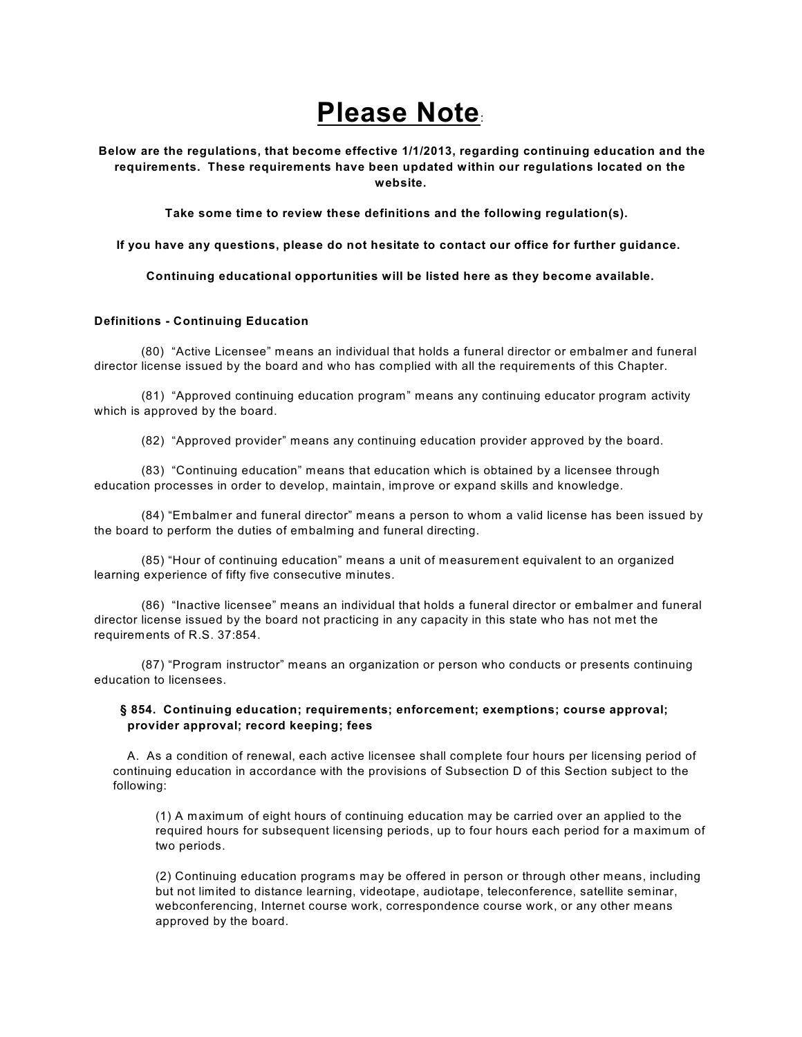# Please Note:

**Below are the regulations, that become effective 1/1/2013, regarding continuing education and the requirements. These requirements have been updated within our regulations located on the website.**

**Take some time to review these definitions and the following regulation(s).**

**If you have any questions, please do not hesitate to contact our office for further guidance.**

**Continuing educational opportunities will be listed here as they become available.**

**Definitions - Continuing Education**

(80) "Active Licensee" means an individual that holds a funeral director or embalmer and funeral director license issued by the board and who has complied with all the requirements of this Chapter.

(81) "Approved continuing education program" means any continuing educator program activity which is approved by the board.

(82) "Approved provider" means any continuing education provider approved by the board.

(83) "Continuing education" means that education which is obtained by a licensee through education processes in order to develop, maintain, improve or expand skills and knowledge.

(84) "Embalmer and funeral director" means a person to whom a valid license has been issued by the board to perform the duties of embalming and funeral directing.

(85) "Hour of continuing education" means a unit of measurement equivalent to an organized learning experience of fifty five consecutive minutes.

(86) "Inactive licensee" means an individual that holds a funeral director or embalmer and funeral director license issued by the board not practicing in any capacity in this state who has not met the requirements of R.S. 37:854.

(87) "Program instructor" means an organization or person who conducts or presents continuing education to licensees.

**§ 854. Continuing education; requirements; enforcement; exemptions; course approval; provider approval; record keeping; fees**

A. As a condition of renewal, each active licensee shall complete four hours per licensing period of continuing education in accordance with the provisions of Subsection D of this Section subject to the following:

(1) A maximum of eight hours of continuing education may be carried over an applied to the required hours for subsequent licensing periods, up to four hours each period for a maximum of two periods.

(2) Continuing education programs may be offered in person or through other means, including but not limited to distance learning, videotape, audiotape, teleconference, satellite seminar, webconferencing, Internet course work, correspondence course work, or any other means approved by the board.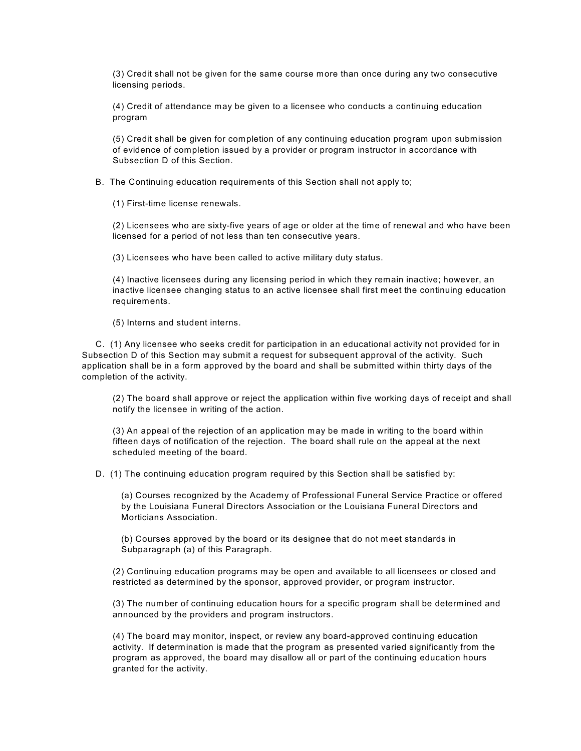(3) Credit shall not be given for the same course more than once during any two consecutive licensing periods.

(4) Credit of attendance may be given to a licensee who conducts a continuing education program

(5) Credit shall be given for completion of any continuing education program upon submission of evidence of completion issued by a provider or program instructor in accordance with Subsection D of this Section.

B. The Continuing education requirements of this Section shall not apply to;

(1) First-time license renewals.

(2) Licensees who are sixty-five years of age or older at the time of renewal and who have been licensed for a period of not less than ten consecutive years.

(3) Licensees who have been called to active military duty status.

(4) Inactive licensees during any licensing period in which they remain inactive; however, an inactive licensee changing status to an active licensee shall first meet the continuing education requirements.

(5) Interns and student interns.

C. (1) Any licensee who seeks credit for participation in an educational activity not provided for in Subsection D of this Section may submit a request for subsequent approval of the activity. Such application shall be in a form approved by the board and shall be submitted within thirty days of the completion of the activity.

(2) The board shall approve or reject the application within five working days of receipt and shall notify the licensee in writing of the action.

(3) An appeal of the rejection of an application may be made in writing to the board within fifteen days of notification of the rejection. The board shall rule on the appeal at the next scheduled meeting of the board.

D. (1) The continuing education program required by this Section shall be satisfied by:

(a) Courses recognized by the Academy of Professional Funeral Service Practice or offered by the Louisiana Funeral Directors Association or the Louisiana Funeral Directors and Morticians Association.

(b) Courses approved by the board or its designee that do not meet standards in Subparagraph (a) of this Paragraph.

(2) Continuing education programs may be open and available to all licensees or closed and restricted as determined by the sponsor, approved provider, or program instructor.

(3) The number of continuing education hours for a specific program shall be determined and announced by the providers and program instructors.

(4) The board may monitor, inspect, or review any board-approved continuing education activity. If determination is made that the program as presented varied significantly from the program as approved, the board may disallow all or part of the continuing education hours granted for the activity.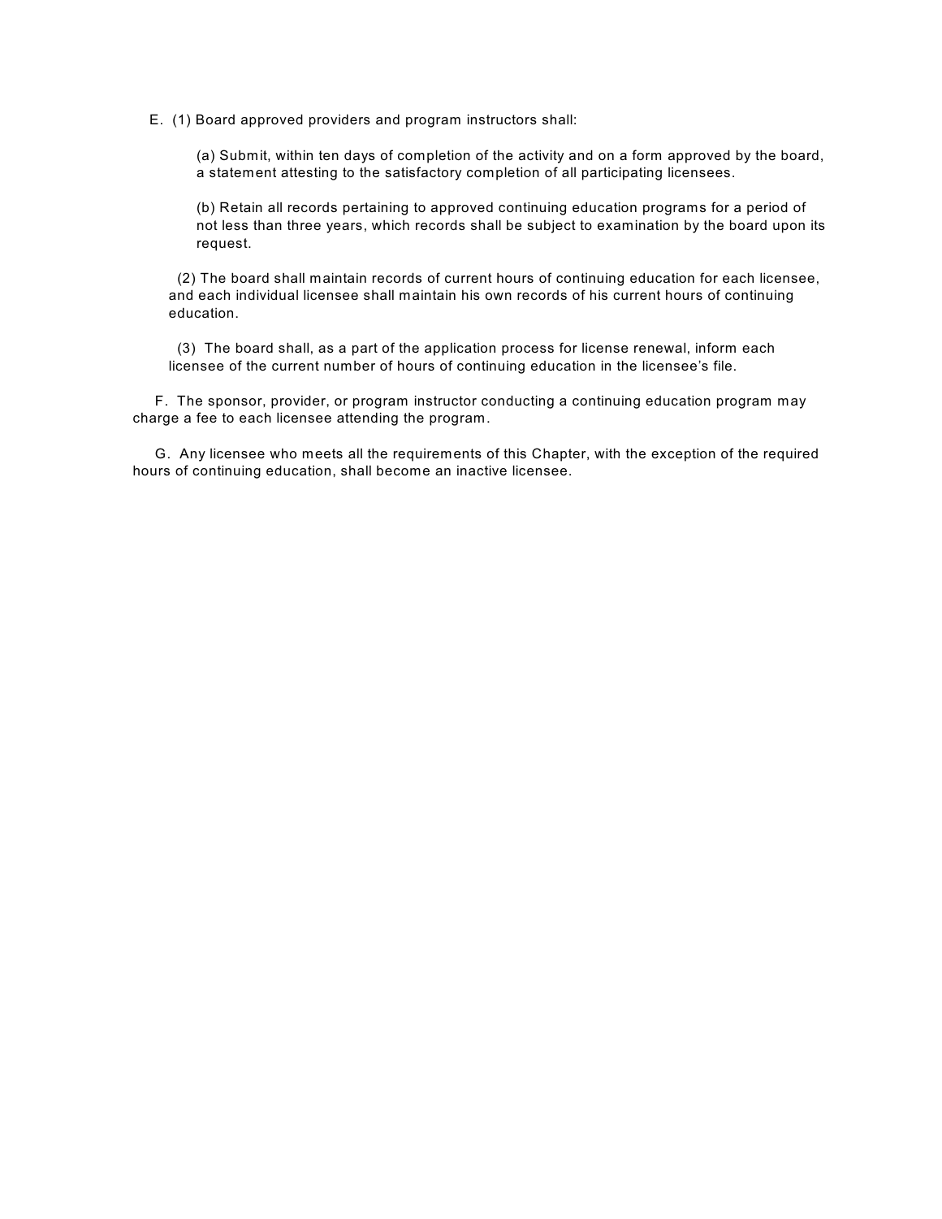E. (1) Board approved providers and program instructors shall:

(a) Submit, within ten days of completion of the activity and on a form approved by the board, a statement attesting to the satisfactory completion of all participating licensees.

(b) Retain all records pertaining to approved continuing education programs for a period of not less than three years, which records shall be subject to examination by the board upon its request.

(2) The board shall maintain records of current hours of continuing education for each licensee, and each individual licensee shall maintain his own records of his current hours of continuing education.

(3) The board shall, as a part of the application process for license renewal, inform each licensee of the current number of hours of continuing education in the licensee's file.

F. The sponsor, provider, or program instructor conducting a continuing education program may charge a fee to each licensee attending the program.

G. Any licensee who meets all the requirements of this Chapter, with the exception of the required hours of continuing education, shall become an inactive licensee.